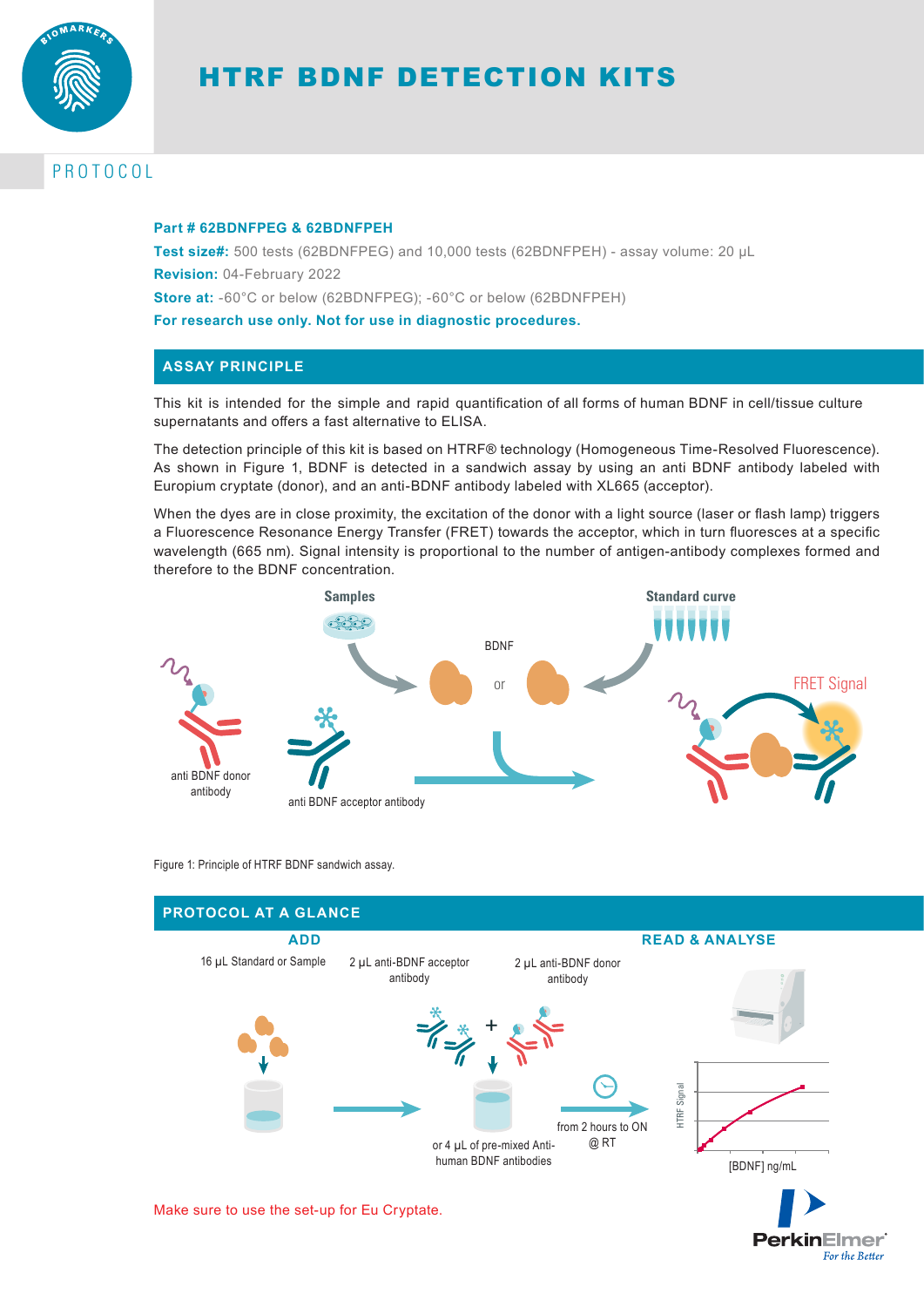# HTRF BDNF DETECTION KITS

PROTOCOL

**Part # 62BDNFPEG & 62BDNFPEH**

**Test size#:** 500 tests (62BDNFPEG) and 10,000 tests (62BDNFPEH) - assay volume: 20 µL

**Revision:** 04-February 2022

**Store at:** -60°C or below (62BDNFPEG); -60°C or below (62BDNFPEH)

**For research use only. Not for use in diagnostic procedures.**

## ASSAY PRINCIPLE

This kit is intended for the simple and rapid quantification of all forms of human BDNF in cell/tissue culture supernatants and offers a fast alternative to ELISA.

The detection principle of this kit is based on HTRF® technology (Homogeneous Time-Resolved Fluorescence). As shown in Figure 1, BDNF is detected in a sandwich assay by using an anti BDNF antibody labeled with Europium cryptate (donor), and an anti-BDNF antibody labeled with XL665 (acceptor).

When the dyes are in close proximity, the excitation of the donor with a light source (laser or flash lamp) triggers a Fluorescence Resonance Energy Transfer (FRET) towards the acceptor, which in turn fluoresces at a specific wavelength (665 nm). Signal intensity is proportional to the number of antigen-antibody complexes formed and therefore to the BDNF concentration.

Samples | Standard curve | BDNF or | anti BDNF donor antibody | anti BDNF acceptor antibody | FRET Signal

Figure 1: Principle of HTRF BDNF sandwich assay.

## PROTOCOL AT A GLANCE

**ADD**

- 16 µL Standard or Sample
- 2 µL anti-BDNF acceptor antibody + 2 µL anti-BDNF donor antibody, or 4 µL of pre-mixed Anti-human BDNF antibodies
- from 2 hours to ON @ RT

**READ & ANALYSE**

HTRF Signal vs [BDNF] ng/mL

Make sure to use the set-up for Eu Cryptate.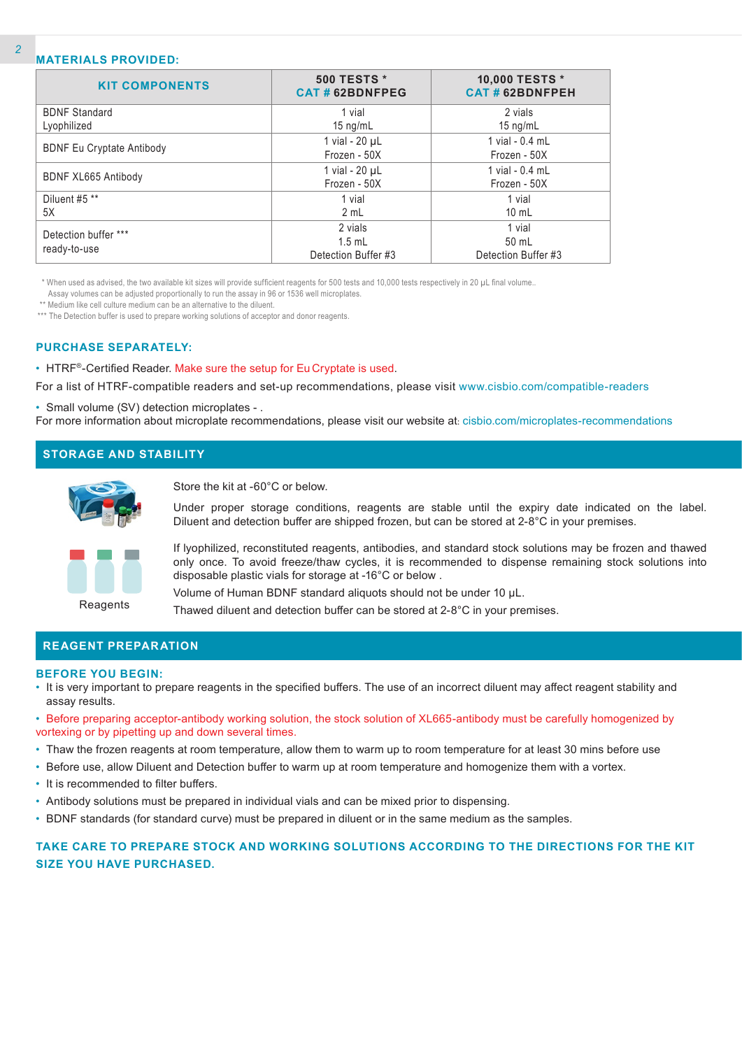## MATERIALS PROVIDED:

| KIT COMPONENTS | 500 TESTS * CAT # 62BDNFPEG | 10,000 TESTS * CAT # 62BDNFPEH |
|---|---|---|
| BDNF Standard Lyophilized | 1 vial 15 ng/mL | 2 vials 15 ng/mL |
| BDNF Eu Cryptate Antibody | 1 vial - 20 µL Frozen - 50X | 1 vial - 0.4 mL Frozen - 50X |
| BDNF XL665 Antibody | 1 vial - 20 µL Frozen - 50X | 1 vial - 0.4 mL Frozen - 50X |
| Diluent #5 ** 5X | 1 vial 2 mL | 1 vial 10 mL |
| Detection buffer *** ready-to-use | 2 vials 1.5 mL Detection Buffer #3 | 1 vial 50 mL Detection Buffer #3 |

\* When used as advised, the two available kit sizes will provide sufficient reagents for 500 tests and 10,000 tests respectively in 20 µL final volume..
Assay volumes can be adjusted proportionally to run the assay in 96 or 1536 well microplates.
** Medium like cell culture medium can be an alternative to the diluent.
*** The Detection buffer is used to prepare working solutions of acceptor and donor reagents.

## PURCHASE SEPARATELY:

- HTRF®-Certified Reader. Make sure the setup for Eu Cryptate is used.

For a list of HTRF-compatible readers and set-up recommendations, please visit www.cisbio.com/compatible-readers

- Small volume (SV) detection microplates - .

For more information about microplate recommendations, please visit our website at: cisbio.com/microplates-recommendations

## STORAGE AND STABILITY

Store the kit at -60°C or below.

Under proper storage conditions, reagents are stable until the expiry date indicated on the label. Diluent and detection buffer are shipped frozen, but can be stored at 2-8°C in your premises.

If lyophilized, reconstituted reagents, antibodies, and standard stock solutions may be frozen and thawed only once. To avoid freeze/thaw cycles, it is recommended to dispense remaining stock solutions into disposable plastic vials for storage at -16°C or below .

Volume of Human BDNF standard aliquots should not be under 10 µL.

Thawed diluent and detection buffer can be stored at 2-8°C in your premises.

Reagents

## REAGENT PREPARATION

### BEFORE YOU BEGIN:

- It is very important to prepare reagents in the specified buffers. The use of an incorrect diluent may affect reagent stability and assay results.
- Before preparing acceptor-antibody working solution, the stock solution of XL665-antibody must be carefully homogenized by vortexing or by pipetting up and down several times.
- Thaw the frozen reagents at room temperature, allow them to warm up to room temperature for at least 30 mins before use
- Before use, allow Diluent and Detection buffer to warm up at room temperature and homogenize them with a vortex.
- It is recommended to filter buffers.
- Antibody solutions must be prepared in individual vials and can be mixed prior to dispensing.
- BDNF standards (for standard curve) must be prepared in diluent or in the same medium as the samples.

**TAKE CARE TO PREPARE STOCK AND WORKING SOLUTIONS ACCORDING TO THE DIRECTIONS FOR THE KIT SIZE YOU HAVE PURCHASED.**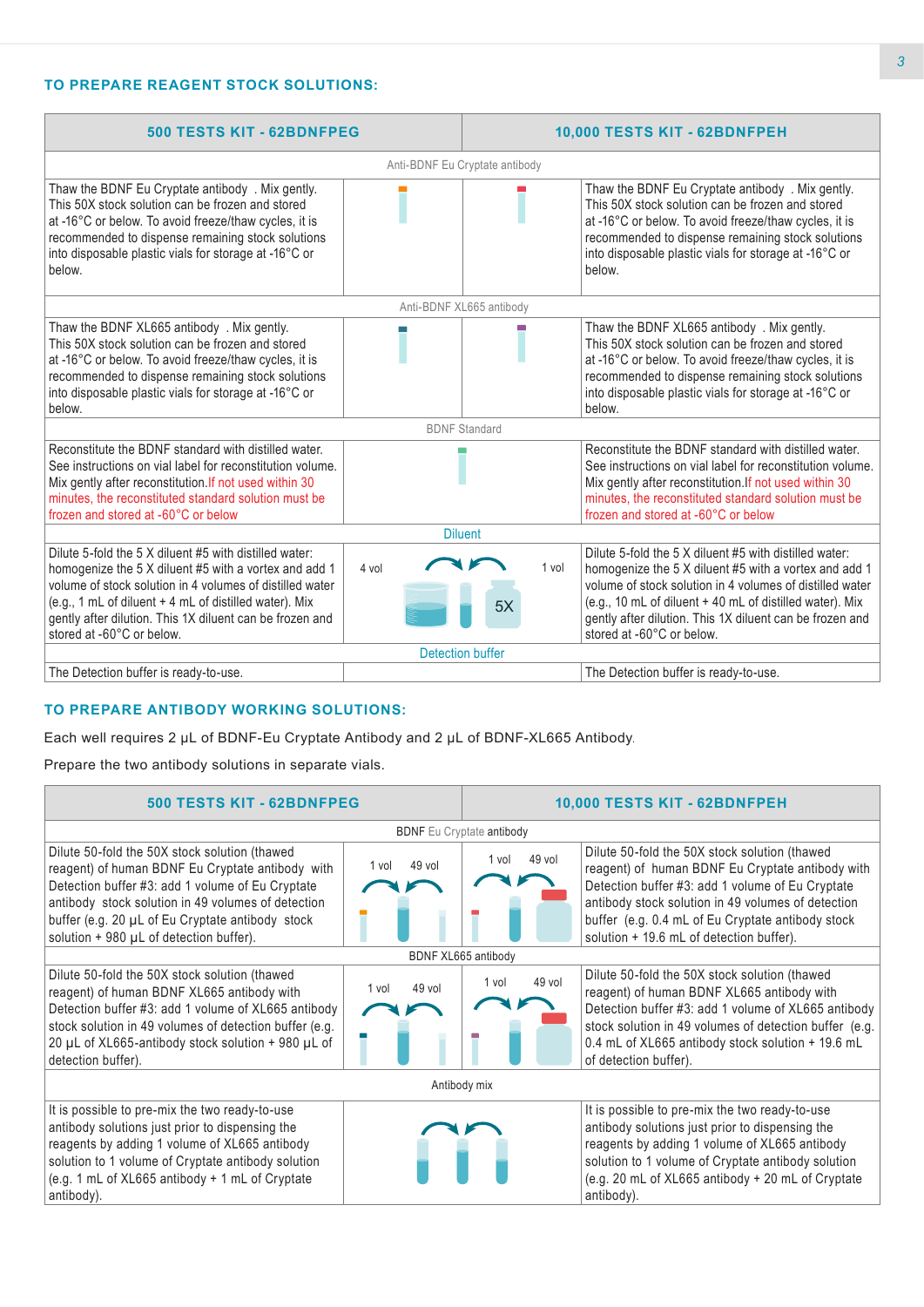## TO PREPARE REAGENT STOCK SOLUTIONS:

| 500 TESTS KIT - 62BDNFPEG | | | 10,000 TESTS KIT - 62BDNFPEH |
|---|---|---|---|
| Anti-BDNF Eu Cryptate antibody | | | |
| Thaw the BDNF Eu Cryptate antibody . Mix gently. This 50X stock solution can be frozen and stored at -16°C or below. To avoid freeze/thaw cycles, it is recommended to dispense remaining stock solutions into disposable plastic vials for storage at -16°C or below. | | | Thaw the BDNF Eu Cryptate antibody . Mix gently. This 50X stock solution can be frozen and stored at -16°C or below. To avoid freeze/thaw cycles, it is recommended to dispense remaining stock solutions into disposable plastic vials for storage at -16°C or below. |
| Anti-BDNF XL665 antibody | | | |
| Thaw the BDNF XL665 antibody . Mix gently. This 50X stock solution can be frozen and stored at -16°C or below. To avoid freeze/thaw cycles, it is recommended to dispense remaining stock solutions into disposable plastic vials for storage at -16°C or below. | | | Thaw the BDNF XL665 antibody . Mix gently. This 50X stock solution can be frozen and stored at -16°C or below. To avoid freeze/thaw cycles, it is recommended to dispense remaining stock solutions into disposable plastic vials for storage at -16°C or below. |
| BDNF Standard | | | |
| Reconstitute the BDNF standard with distilled water. See instructions on vial label for reconstitution volume. Mix gently after reconstitution.If not used within 30 minutes, the reconstituted standard solution must be frozen and stored at -60°C or below | | | Reconstitute the BDNF standard with distilled water. See instructions on vial label for reconstitution volume. Mix gently after reconstitution.If not used within 30 minutes, the reconstituted standard solution must be frozen and stored at -60°C or below |
| Diluent | | | |
| Dilute 5-fold the 5 X diluent #5 with distilled water: homogenize the 5 X diluent #5 with a vortex and add 1 volume of stock solution in 4 volumes of distilled water (e.g., 1 mL of diluent + 4 mL of distilled water). Mix gently after dilution. This 1X diluent can be frozen and stored at -60°C or below. | 4 vol | 1 vol 5X | Dilute 5-fold the 5 X diluent #5 with distilled water: homogenize the 5 X diluent #5 with a vortex and add 1 volume of stock solution in 4 volumes of distilled water (e.g., 10 mL of diluent + 40 mL of distilled water). Mix gently after dilution. This 1X diluent can be frozen and stored at -60°C or below. |
| Detection buffer | | | |
| The Detection buffer is ready-to-use. | | | The Detection buffer is ready-to-use. |

## TO PREPARE ANTIBODY WORKING SOLUTIONS:

Each well requires 2 µL of BDNF-Eu Cryptate Antibody and 2 µL of BDNF-XL665 Antibody.

Prepare the two antibody solutions in separate vials.

| 500 TESTS KIT - 62BDNFPEG | | | 10,000 TESTS KIT - 62BDNFPEH |
|---|---|---|---|
| BDNF Eu Cryptate antibody | | | |
| Dilute 50-fold the 50X stock solution (thawed reagent) of human BDNF Eu Cryptate antibody with Detection buffer #3: add 1 volume of Eu Cryptate antibody stock solution in 49 volumes of detection buffer (e.g. 20 µL of Eu Cryptate antibody stock solution + 980 µL of detection buffer). | 1 vol 49 vol | 1 vol 49 vol | Dilute 50-fold the 50X stock solution (thawed reagent) of human BDNF Eu Cryptate antibody with Detection buffer #3: add 1 volume of Eu Cryptate antibody stock solution in 49 volumes of detection buffer (e.g. 0.4 mL of Eu Cryptate antibody stock solution + 19.6 mL of detection buffer). |
| BDNF XL665 antibody | | | |
| Dilute 50-fold the 50X stock solution (thawed reagent) of human BDNF XL665 antibody with Detection buffer #3: add 1 volume of XL665 antibody stock solution in 49 volumes of detection buffer (e.g. 20 µL of XL665-antibody stock solution + 980 µL of detection buffer). | 1 vol 49 vol | 1 vol 49 vol | Dilute 50-fold the 50X stock solution (thawed reagent) of human BDNF XL665 antibody with Detection buffer #3: add 1 volume of XL665 antibody stock solution in 49 volumes of detection buffer (e.g. 0.4 mL of XL665 antibody stock solution + 19.6 mL of detection buffer). |
| Antibody mix | | | |
| It is possible to pre-mix the two ready-to-use antibody solutions just prior to dispensing the reagents by adding 1 volume of XL665 antibody solution to 1 volume of Cryptate antibody solution (e.g. 1 mL of XL665 antibody + 1 mL of Cryptate antibody). | | | It is possible to pre-mix the two ready-to-use antibody solutions just prior to dispensing the reagents by adding 1 volume of XL665 antibody solution to 1 volume of Cryptate antibody solution (e.g. 20 mL of XL665 antibody + 20 mL of Cryptate antibody). |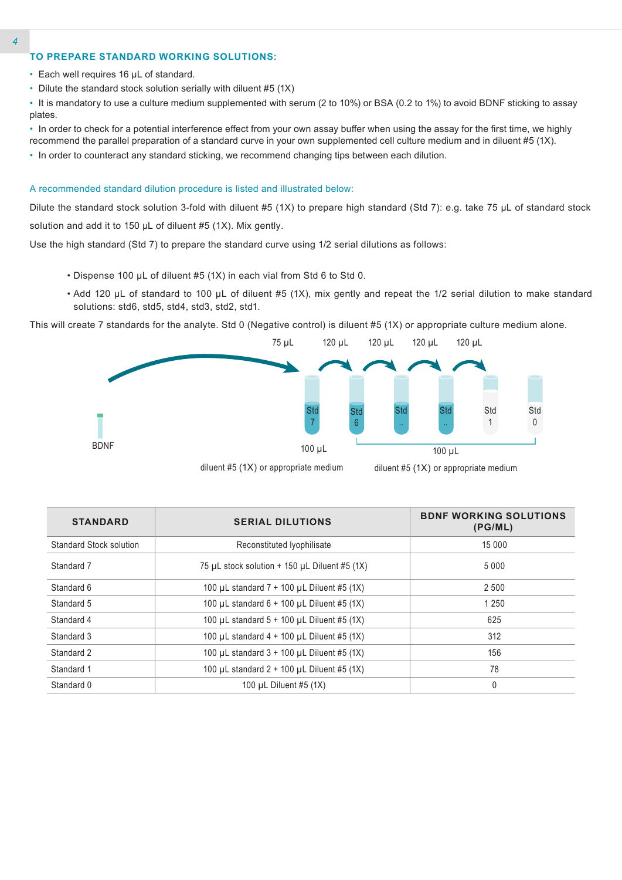## TO PREPARE STANDARD WORKING SOLUTIONS:

- Each well requires 16 µL of standard.
- Dilute the standard stock solution serially with diluent #5 (1X)
- It is mandatory to use a culture medium supplemented with serum (2 to 10%) or BSA (0.2 to 1%) to avoid BDNF sticking to assay plates.
- In order to check for a potential interference effect from your own assay buffer when using the assay for the first time, we highly recommend the parallel preparation of a standard curve in your own supplemented cell culture medium and in diluent #5 (1X).
- In order to counteract any standard sticking, we recommend changing tips between each dilution.

A recommended standard dilution procedure is listed and illustrated below:

Dilute the standard stock solution 3-fold with diluent #5 (1X) to prepare high standard (Std 7): e.g. take 75 µL of standard stock solution and add it to 150 µL of diluent #5 (1X). Mix gently.

Use the high standard (Std 7) to prepare the standard curve using 1/2 serial dilutions as follows:

- Dispense 100 µL of diluent #5 (1X) in each vial from Std 6 to Std 0.
- Add 120 µL of standard to 100 µL of diluent #5 (1X), mix gently and repeat the 1/2 serial dilution to make standard solutions: std6, std5, std4, std3, std2, std1.

This will create 7 standards for the analyte. Std 0 (Negative control) is diluent #5 (1X) or appropriate culture medium alone.

75 µL 120 µL 120 µL 120 µL 120 µL

BDNF Std 7 Std 6 Std .. Std .. Std 1 Std 0

100 µL diluent #5 (1X) or appropriate medium

100 µL diluent #5 (1X) or appropriate medium

| STANDARD | SERIAL DILUTIONS | BDNF WORKING SOLUTIONS (PG/ML) |
| --- | --- | --- |
| Standard Stock solution | Reconstituted lyophilisate | 15 000 |
| Standard 7 | 75 µL stock solution + 150 µL Diluent #5 (1X) | 5 000 |
| Standard 6 | 100 µL standard 7 + 100 µL Diluent #5 (1X) | 2 500 |
| Standard 5 | 100 µL standard 6 + 100 µL Diluent #5 (1X) | 1 250 |
| Standard 4 | 100 µL standard 5 + 100 µL Diluent #5 (1X) | 625 |
| Standard 3 | 100 µL standard 4 + 100 µL Diluent #5 (1X) | 312 |
| Standard 2 | 100 µL standard 3 + 100 µL Diluent #5 (1X) | 156 |
| Standard 1 | 100 µL standard 2 + 100 µL Diluent #5 (1X) | 78 |
| Standard 0 | 100 µL Diluent #5 (1X) | 0 |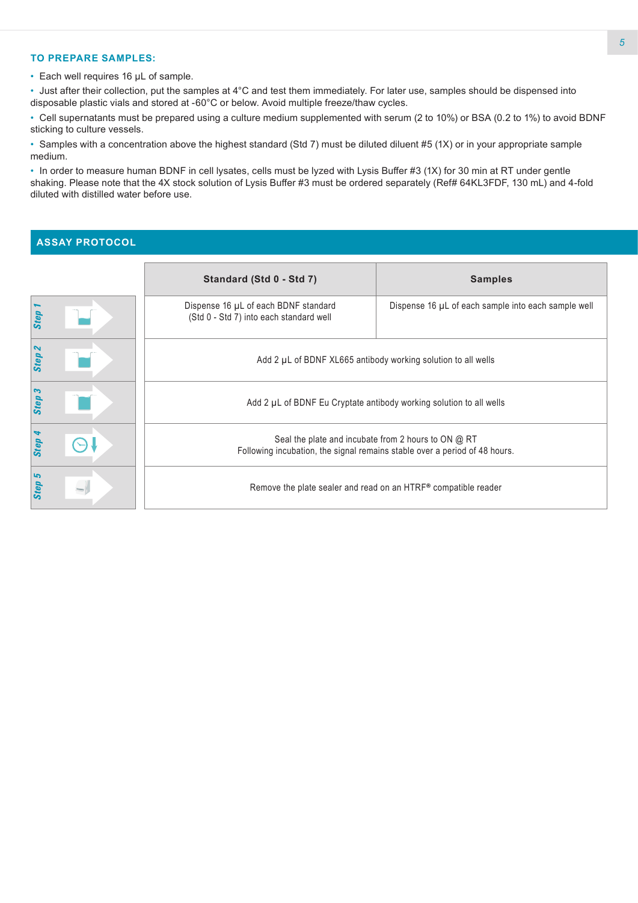### TO PREPARE SAMPLES:

- Each well requires 16 µL of sample.
- Just after their collection, put the samples at 4°C and test them immediately. For later use, samples should be dispensed into disposable plastic vials and stored at -60°C or below. Avoid multiple freeze/thaw cycles.
- Cell supernatants must be prepared using a culture medium supplemented with serum (2 to 10%) or BSA (0.2 to 1%) to avoid BDNF sticking to culture vessels.
- Samples with a concentration above the highest standard (Std 7) must be diluted diluent #5 (1X) or in your appropriate sample medium.
- In order to measure human BDNF in cell lysates, cells must be lyzed with Lysis Buffer #3 (1X) for 30 min at RT under gentle shaking. Please note that the 4X stock solution of Lysis Buffer #3 must be ordered separately (Ref# 64KL3FDF, 130 mL) and 4-fold diluted with distilled water before use.

## ASSAY PROTOCOL

| | Standard (Std 0 - Std 7) | Samples |
|---|---|---|
| Step 1 | Dispense 16 µL of each BDNF standard (Std 0 - Std 7) into each standard well | Dispense 16 µL of each sample into each sample well |
| Step 2 | Add 2 µL of BDNF XL665 antibody working solution to all wells | |
| Step 3 | Add 2 µL of BDNF Eu Cryptate antibody working solution to all wells | |
| Step 4 | Seal the plate and incubate from 2 hours to ON @ RT<br>Following incubation, the signal remains stable over a period of 48 hours. | |
| Step 5 | Remove the plate sealer and read on an HTRF® compatible reader | |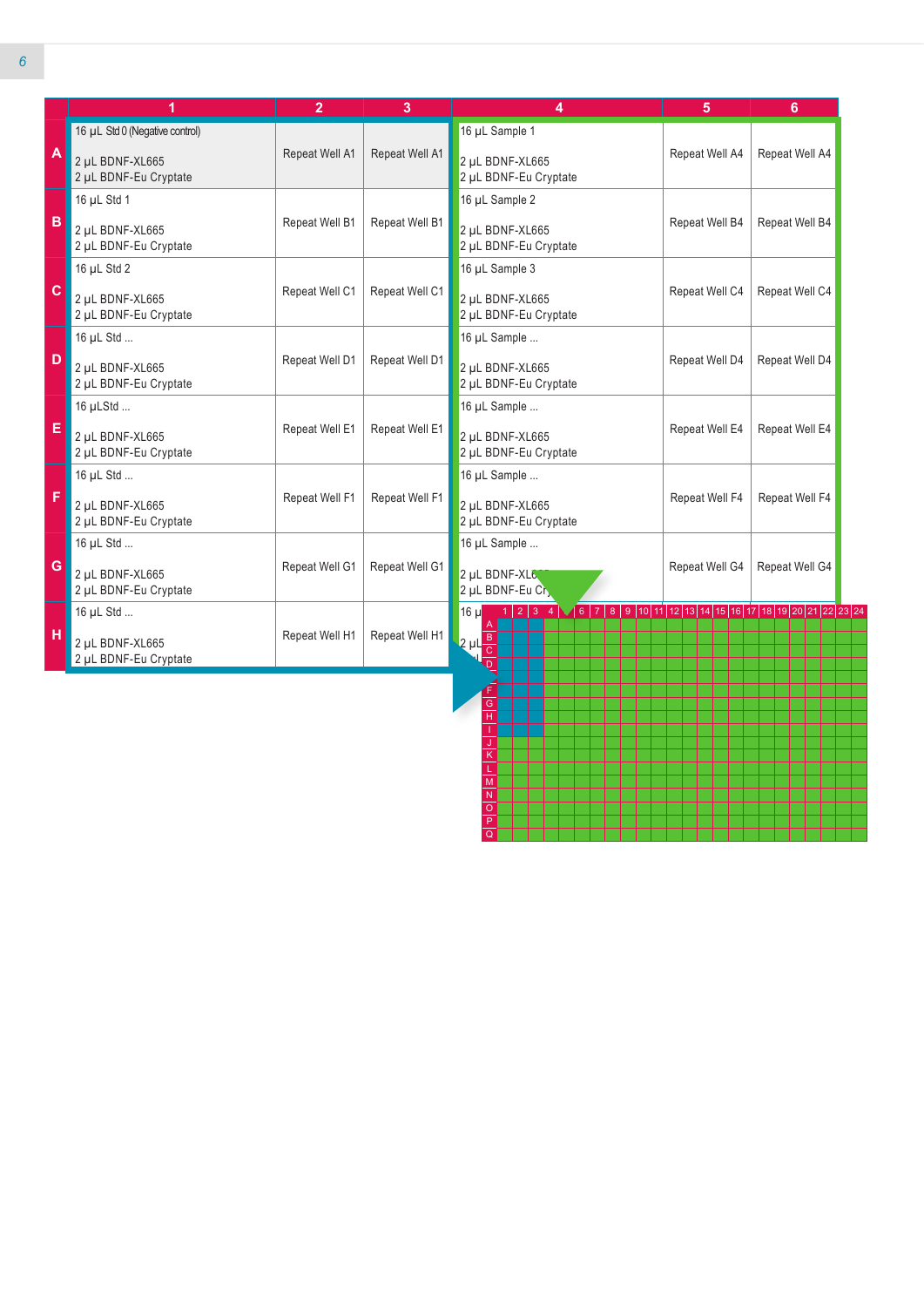| | 1 | 2 | 3 | 4 | 5 | 6 |
|---|---|---|---|---|---|---|
| A | 16 µL Std 0 (Negative control)<br><br>2 µL BDNF-XL665<br>2 µL BDNF-Eu Cryptate | Repeat Well A1 | Repeat Well A1 | 16 µL Sample 1<br><br>2 µL BDNF-XL665<br>2 µL BDNF-Eu Cryptate | Repeat Well A4 | Repeat Well A4 |
| B | 16 µL Std 1<br><br>2 µL BDNF-XL665<br>2 µL BDNF-Eu Cryptate | Repeat Well B1 | Repeat Well B1 | 16 µL Sample 2<br><br>2 µL BDNF-XL665<br>2 µL BDNF-Eu Cryptate | Repeat Well B4 | Repeat Well B4 |
| C | 16 µL Std 2<br><br>2 µL BDNF-XL665<br>2 µL BDNF-Eu Cryptate | Repeat Well C1 | Repeat Well C1 | 16 µL Sample 3<br><br>2 µL BDNF-XL665<br>2 µL BDNF-Eu Cryptate | Repeat Well C4 | Repeat Well C4 |
| D | 16 µL Std ...<br><br>2 µL BDNF-XL665<br>2 µL BDNF-Eu Cryptate | Repeat Well D1 | Repeat Well D1 | 16 µL Sample ...<br><br>2 µL BDNF-XL665<br>2 µL BDNF-Eu Cryptate | Repeat Well D4 | Repeat Well D4 |
| E | 16 µLStd ...<br><br>2 µL BDNF-XL665<br>2 µL BDNF-Eu Cryptate | Repeat Well E1 | Repeat Well E1 | 16 µL Sample ...<br><br>2 µL BDNF-XL665<br>2 µL BDNF-Eu Cryptate | Repeat Well E4 | Repeat Well E4 |
| F | 16 µL Std ...<br><br>2 µL BDNF-XL665<br>2 µL BDNF-Eu Cryptate | Repeat Well F1 | Repeat Well F1 | 16 µL Sample ...<br><br>2 µL BDNF-XL665<br>2 µL BDNF-Eu Cryptate | Repeat Well F4 | Repeat Well F4 |
| G | 16 µL Std ...<br><br>2 µL BDNF-XL665<br>2 µL BDNF-Eu Cryptate | Repeat Well G1 | Repeat Well G1 | 16 µL Sample ...<br><br>2 µL BDNF-XL665<br>2 µL BDNF-Eu Cryptate | Repeat Well G4 | Repeat Well G4 |
| H | 16 µL Std ...<br><br>2 µL BDNF-XL665<br>2 µL BDNF-Eu Cryptate | Repeat Well H1 | Repeat Well H1 | 16 µL ...<br><br>2 µL ... | | |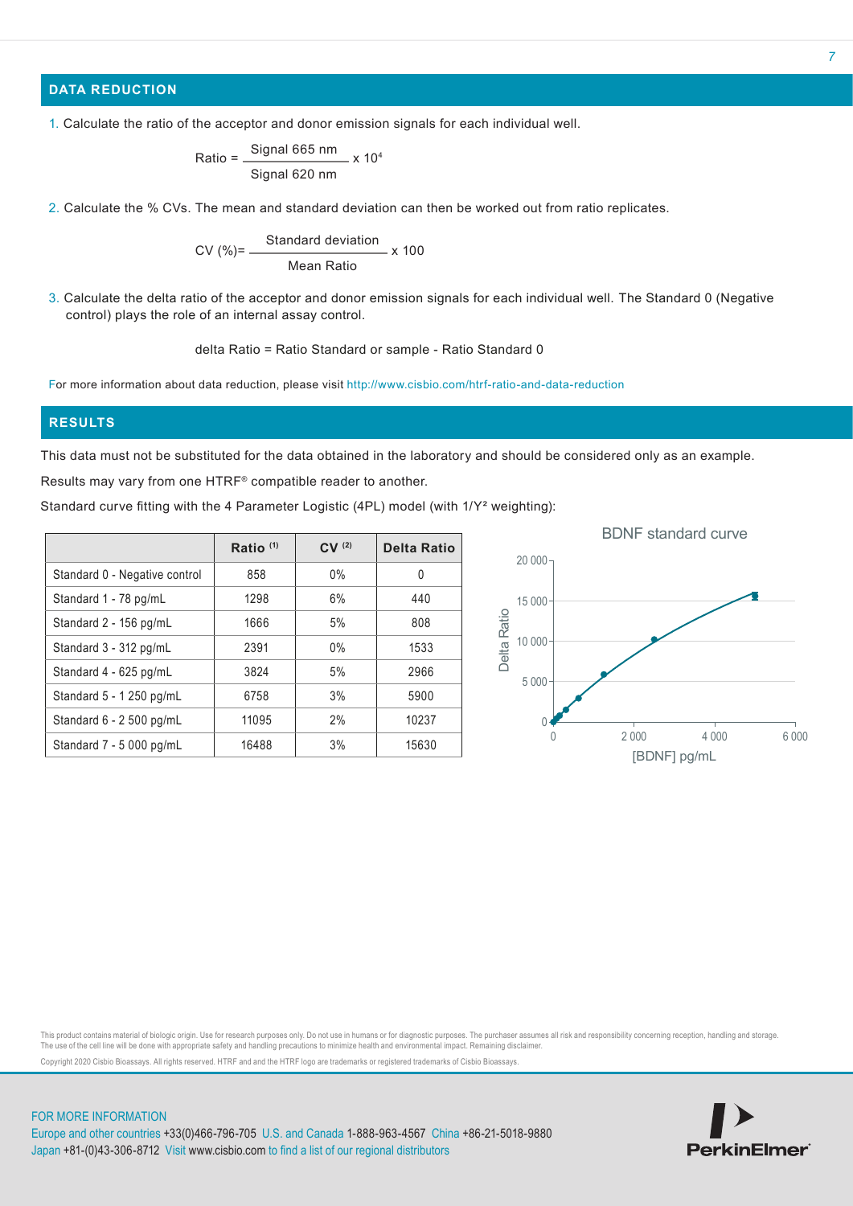## DATA REDUCTION

1. Calculate the ratio of the acceptor and donor emission signals for each individual well.

$$\text{Ratio} = \frac{\text{Signal 665 nm}}{\text{Signal 620 nm}} \times 10^4$$

2. Calculate the % CVs. The mean and standard deviation can then be worked out from ratio replicates.

$$\text{CV (\%)} = \frac{\text{Standard deviation}}{\text{Mean Ratio}} \times 100$$

3. Calculate the delta ratio of the acceptor and donor emission signals for each individual well. The Standard 0 (Negative control) plays the role of an internal assay control.

delta Ratio = Ratio Standard or sample - Ratio Standard 0

For more information about data reduction, please visit http://www.cisbio.com/htrf-ratio-and-data-reduction

## RESULTS

This data must not be substituted for the data obtained in the laboratory and should be considered only as an example.

Results may vary from one HTRF® compatible reader to another.

Standard curve fitting with the 4 Parameter Logistic (4PL) model (with $1/Y^2$ weighting):

| | Ratio (1) | CV (2) | Delta Ratio |
|---|---|---|---|
| Standard 0 - Negative control | 858 | 0% | 0 |
| Standard 1 - 78 pg/mL | 1298 | 6% | 440 |
| Standard 2 - 156 pg/mL | 1666 | 5% | 808 |
| Standard 3 - 312 pg/mL | 2391 | 0% | 1533 |
| Standard 4 - 625 pg/mL | 3824 | 5% | 2966 |
| Standard 5 - 1 250 pg/mL | 6758 | 3% | 5900 |
| Standard 6 - 2 500 pg/mL | 11095 | 2% | 10237 |
| Standard 7 - 5 000 pg/mL | 16488 | 3% | 15630 |

BDNF standard curve

Delta Ratio

20 000
15 000
10 000
5 000
0

0
2 000
4 000
6 000

[BDNF] pg/mL

This product contains material of biologic origin. Use for research purposes only. Do not use in humans or for diagnostic purposes. The purchaser assumes all risk and responsibility concerning reception, handling and storage. The use of the cell line will be done with appropriate safety and handling precautions to minimize health and environmental impact. Remaining disclaimer.

Copyright 2020 Cisbio Bioassays. All rights reserved. HTRF and and the HTRF logo are trademarks or registered trademarks of Cisbio Bioassays.

FOR MORE INFORMATION
Europe and other countries +33(0)466-796-705 U.S. and Canada 1-888-963-4567 China +86-21-5018-9880
Japan +81-(0)43-306-8712 Visit www.cisbio.com to find a list of our regional distributors

PerkinElmer